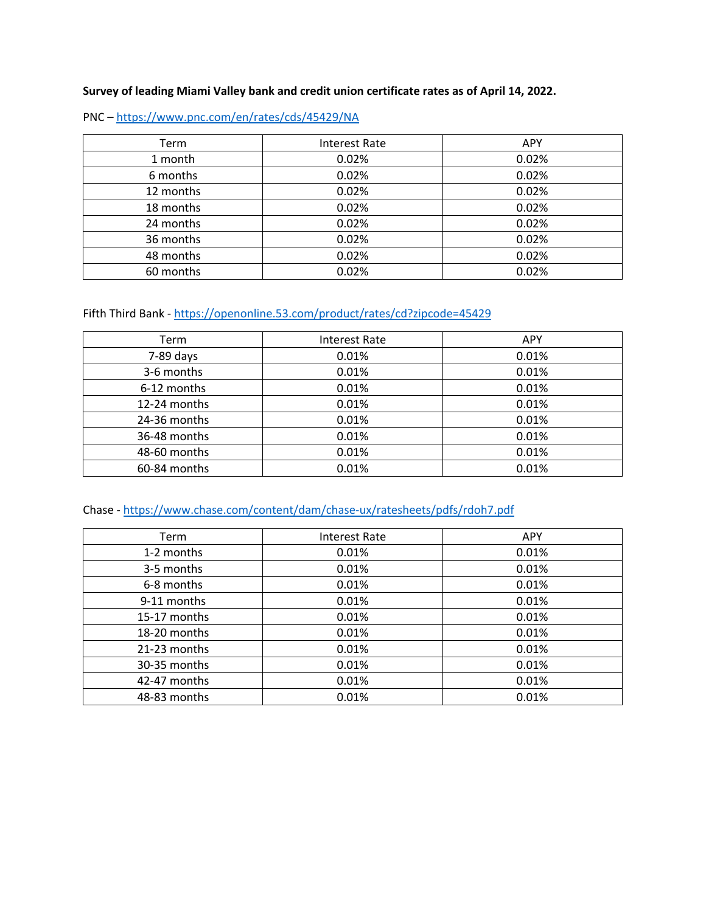**Survey of leading Miami Valley bank and credit union certificate rates as of April 14, 2022.**

PNC – https://www.pnc.com/en/rates/cds/45429/NA

| Term | Interest Rate | APY |
|---|---|---|
| 1 month | 0.02% | 0.02% |
| 6 months | 0.02% | 0.02% |
| 12 months | 0.02% | 0.02% |
| 18 months | 0.02% | 0.02% |
| 24 months | 0.02% | 0.02% |
| 36 months | 0.02% | 0.02% |
| 48 months | 0.02% | 0.02% |
| 60 months | 0.02% | 0.02% |

Fifth Third Bank - https://openonline.53.com/product/rates/cd?zipcode=45429

| Term | Interest Rate | APY |
|---|---|---|
| 7-89 days | 0.01% | 0.01% |
| 3-6 months | 0.01% | 0.01% |
| 6-12 months | 0.01% | 0.01% |
| 12-24 months | 0.01% | 0.01% |
| 24-36 months | 0.01% | 0.01% |
| 36-48 months | 0.01% | 0.01% |
| 48-60 months | 0.01% | 0.01% |
| 60-84 months | 0.01% | 0.01% |

Chase - https://www.chase.com/content/dam/chase-ux/ratesheets/pdfs/rdoh7.pdf

| Term | Interest Rate | APY |
|---|---|---|
| 1-2 months | 0.01% | 0.01% |
| 3-5 months | 0.01% | 0.01% |
| 6-8 months | 0.01% | 0.01% |
| 9-11 months | 0.01% | 0.01% |
| 15-17 months | 0.01% | 0.01% |
| 18-20 months | 0.01% | 0.01% |
| 21-23 months | 0.01% | 0.01% |
| 30-35 months | 0.01% | 0.01% |
| 42-47 months | 0.01% | 0.01% |
| 48-83 months | 0.01% | 0.01% |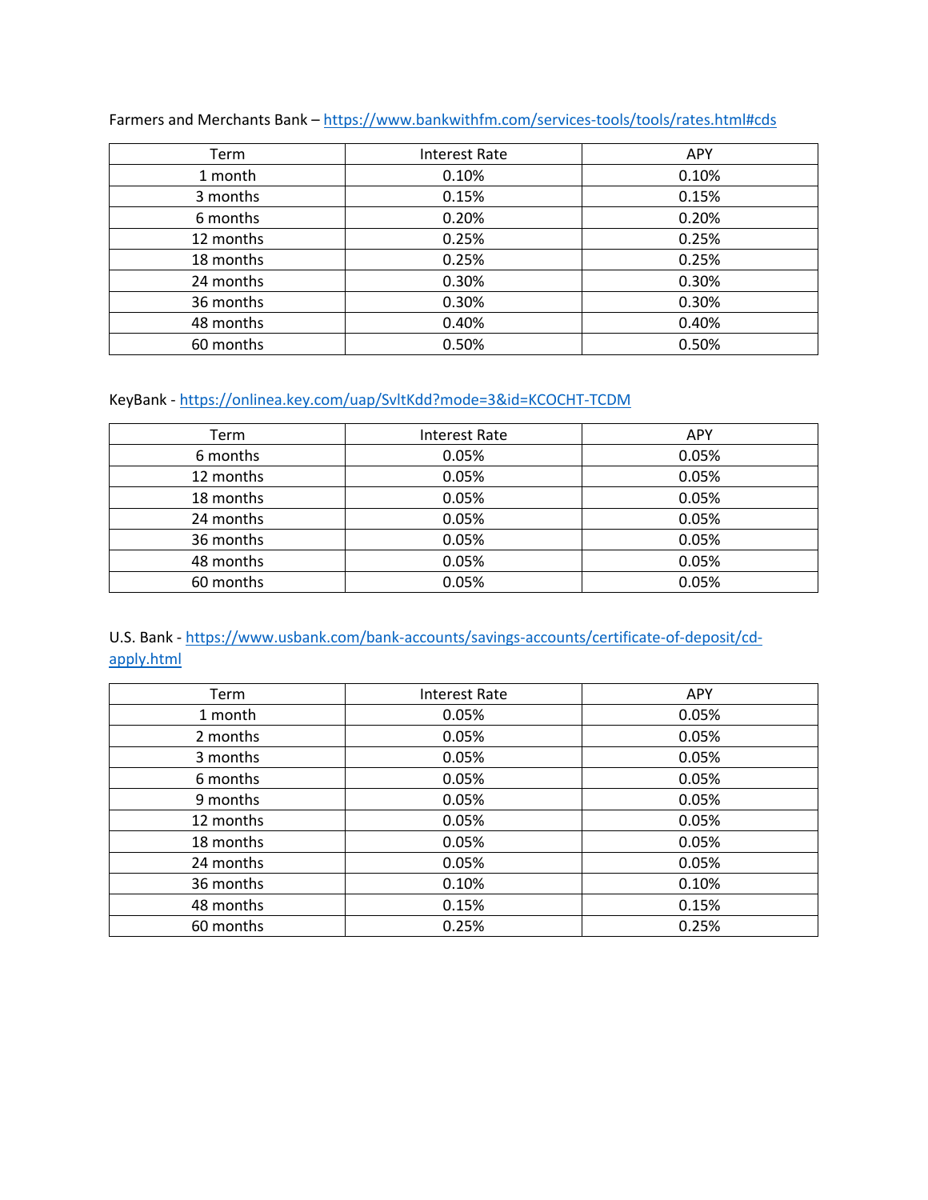Farmers and Merchants Bank – https://www.bankwithfm.com/services-tools/tools/rates.html#cds

| Term | Interest Rate | APY |
|---|---|---|
| 1 month | 0.10% | 0.10% |
| 3 months | 0.15% | 0.15% |
| 6 months | 0.20% | 0.20% |
| 12 months | 0.25% | 0.25% |
| 18 months | 0.25% | 0.25% |
| 24 months | 0.30% | 0.30% |
| 36 months | 0.30% | 0.30% |
| 48 months | 0.40% | 0.40% |
| 60 months | 0.50% | 0.50% |

KeyBank - https://onlinea.key.com/uap/SvltKdd?mode=3&id=KCOCHT-TCDM

| Term | Interest Rate | APY |
|---|---|---|
| 6 months | 0.05% | 0.05% |
| 12 months | 0.05% | 0.05% |
| 18 months | 0.05% | 0.05% |
| 24 months | 0.05% | 0.05% |
| 36 months | 0.05% | 0.05% |
| 48 months | 0.05% | 0.05% |
| 60 months | 0.05% | 0.05% |

U.S. Bank - https://www.usbank.com/bank-accounts/savings-accounts/certificate-of-deposit/cd-apply.html

| Term | Interest Rate | APY |
|---|---|---|
| 1 month | 0.05% | 0.05% |
| 2 months | 0.05% | 0.05% |
| 3 months | 0.05% | 0.05% |
| 6 months | 0.05% | 0.05% |
| 9 months | 0.05% | 0.05% |
| 12 months | 0.05% | 0.05% |
| 18 months | 0.05% | 0.05% |
| 24 months | 0.05% | 0.05% |
| 36 months | 0.10% | 0.10% |
| 48 months | 0.15% | 0.15% |
| 60 months | 0.25% | 0.25% |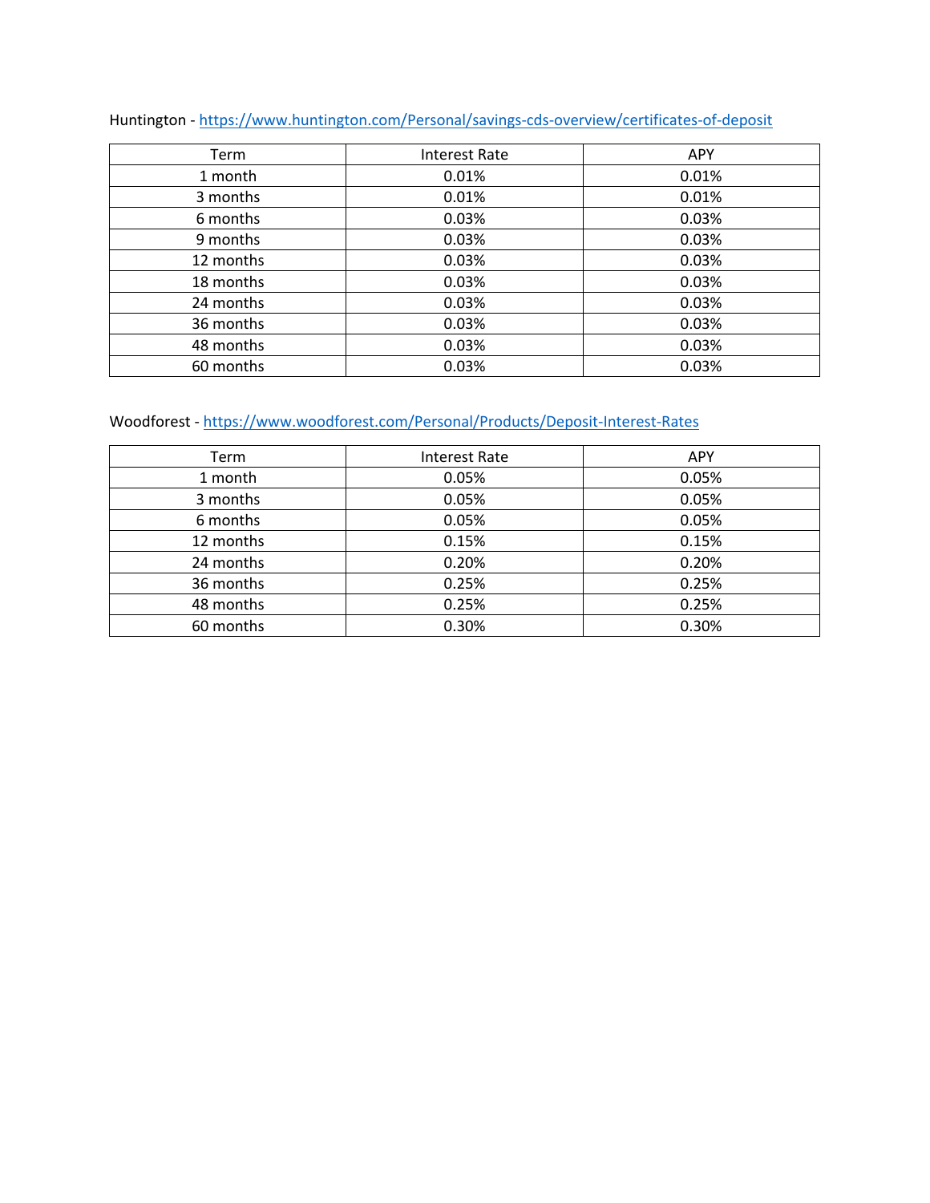Huntington - https://www.huntington.com/Personal/savings-cds-overview/certificates-of-deposit

| Term | Interest Rate | APY |
|---|---|---|
| 1 month | 0.01% | 0.01% |
| 3 months | 0.01% | 0.01% |
| 6 months | 0.03% | 0.03% |
| 9 months | 0.03% | 0.03% |
| 12 months | 0.03% | 0.03% |
| 18 months | 0.03% | 0.03% |
| 24 months | 0.03% | 0.03% |
| 36 months | 0.03% | 0.03% |
| 48 months | 0.03% | 0.03% |
| 60 months | 0.03% | 0.03% |

Woodforest - https://www.woodforest.com/Personal/Products/Deposit-Interest-Rates

| Term | Interest Rate | APY |
|---|---|---|
| 1 month | 0.05% | 0.05% |
| 3 months | 0.05% | 0.05% |
| 6 months | 0.05% | 0.05% |
| 12 months | 0.15% | 0.15% |
| 24 months | 0.20% | 0.20% |
| 36 months | 0.25% | 0.25% |
| 48 months | 0.25% | 0.25% |
| 60 months | 0.30% | 0.30% |